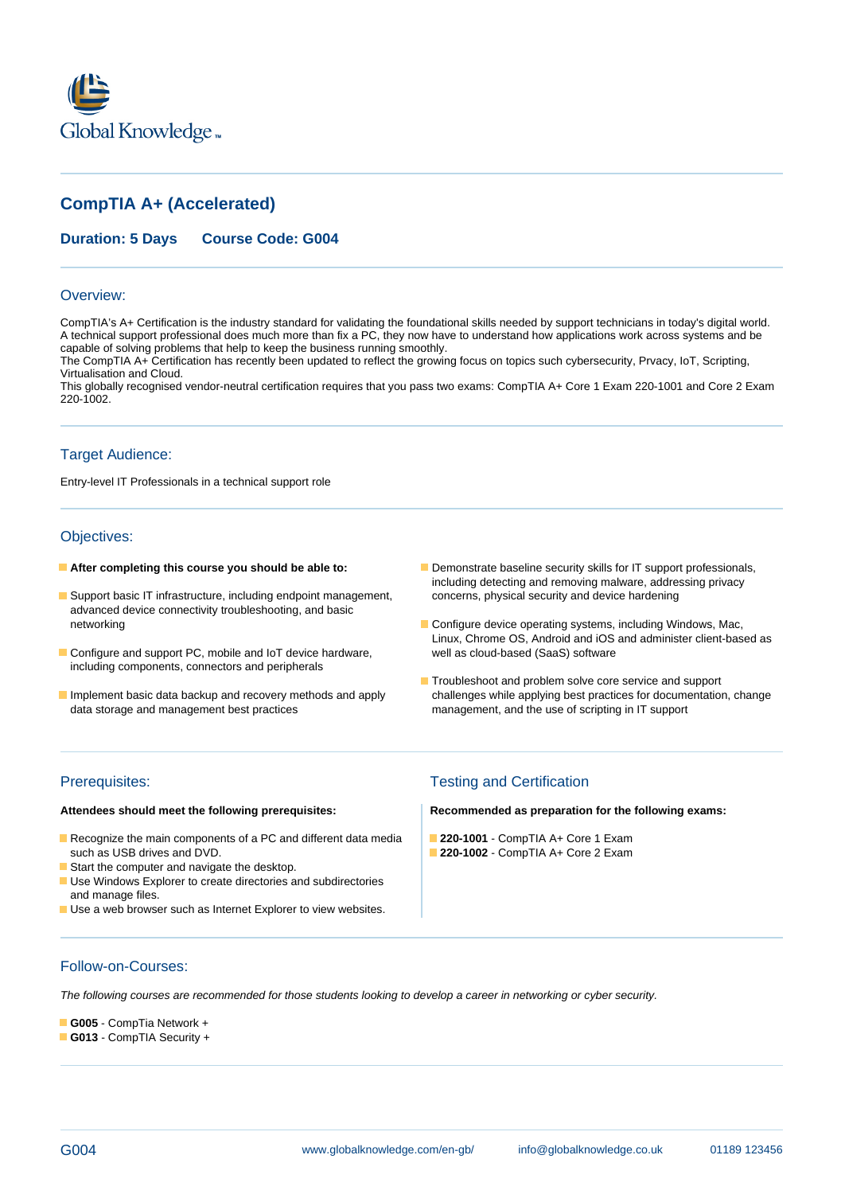Global Knowledge

# CompTIA A+ (Accelerated)

**Duration: 5 Days    Course Code: G004**

## Overview:

CompTIA's A+ Certification is the industry standard for validating the foundational skills needed by support technicians in today's digital world. A technical support professional does much more than fix a PC, they now have to understand how applications work across systems and be capable of solving problems that help to keep the business running smoothly.
The CompTIA A+ Certification has recently been updated to reflect the growing focus on topics such cybersecurity, Prvacy, IoT, Scripting, Virtualisation and Cloud.
This globally recognised vendor-neutral certification requires that you pass two exams: CompTIA A+ Core 1 Exam 220-1001 and Core 2 Exam 220-1002.

## Target Audience:

Entry-level IT Professionals in a technical support role

## Objectives:

- **After completing this course you should be able to:**
- Support basic IT infrastructure, including endpoint management, advanced device connectivity troubleshooting, and basic networking
- Configure and support PC, mobile and IoT device hardware, including components, connectors and peripherals
- Implement basic data backup and recovery methods and apply data storage and management best practices
- Demonstrate baseline security skills for IT support professionals, including detecting and removing malware, addressing privacy concerns, physical security and device hardening
- Configure device operating systems, including Windows, Mac, Linux, Chrome OS, Android and iOS and administer client-based as well as cloud-based (SaaS) software
- Troubleshoot and problem solve core service and support challenges while applying best practices for documentation, change management, and the use of scripting in IT support

## Prerequisites:

**Attendees should meet the following prerequisites:**

- Recognize the main components of a PC and different data media such as USB drives and DVD.
- Start the computer and navigate the desktop.
- Use Windows Explorer to create directories and subdirectories and manage files.
- Use a web browser such as Internet Explorer to view websites.

## Testing and Certification

**Recommended as preparation for the following exams:**

- **220-1001** - CompTIA A+ Core 1 Exam
- **220-1002** - CompTIA A+ Core 2 Exam

## Follow-on-Courses:

*The following courses are recommended for those students looking to develop a career in networking or cyber security.*

- **G005** - CompTia Network +
- **G013** - CompTIA Security +

G004    www.globalknowledge.com/en-gb/    info@globalknowledge.co.uk    01189 123456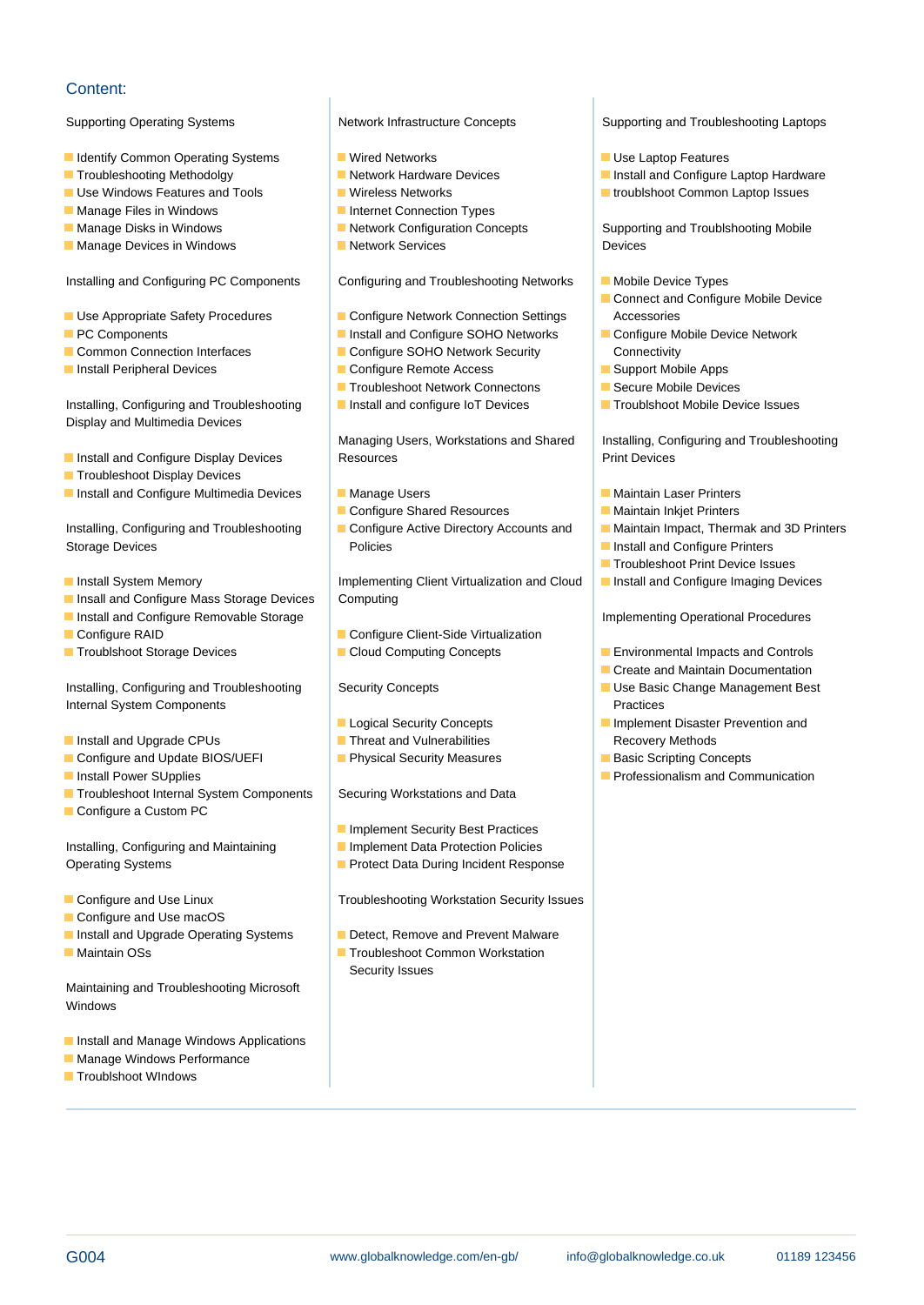## Content:

Supporting Operating Systems

- Identify Common Operating Systems
- Troubleshooting Methodolgy
- Use Windows Features and Tools
- Manage Files in Windows
- Manage Disks in Windows
- Manage Devices in Windows

Installing and Configuring PC Components

- Use Appropriate Safety Procedures
- PC Components
- Common Connection Interfaces
- Install Peripheral Devices

Installing, Configuring and Troubleshooting Display and Multimedia Devices

- Install and Configure Display Devices
- Troubleshoot Display Devices
- Install and Configure Multimedia Devices

Installing, Configuring and Troubleshooting Storage Devices

- Install System Memory
- Insall and Configure Mass Storage Devices
- Install and Configure Removable Storage
- Configure RAID
- Troublshoot Storage Devices

Installing, Configuring and Troubleshooting Internal System Components

- Install and Upgrade CPUs
- Configure and Update BIOS/UEFI
- Install Power SUpplies
- Troubleshoot Internal System Components
- Configure a Custom PC

Installing, Configuring and Maintaining Operating Systems

- Configure and Use Linux
- Configure and Use macOS
- Install and Upgrade Operating Systems
- Maintain OSs

Maintaining and Troubleshooting Microsoft Windows

- Install and Manage Windows Applications
- Manage Windows Performance
- Troublshoot WIndows

Network Infrastructure Concepts

- Wired Networks
- Network Hardware Devices
- Wireless Networks
- Internet Connection Types
- Network Configuration Concepts
- Network Services

Configuring and Troubleshooting Networks

- Configure Network Connection Settings
- Install and Configure SOHO Networks
- Configure SOHO Network Security
- Configure Remote Access
- Troubleshoot Network Connectons
- Install and configure IoT Devices

Managing Users, Workstations and Shared Resources

- Manage Users
- Configure Shared Resources
- Configure Active Directory Accounts and Policies

Implementing Client Virtualization and Cloud Computing

- Configure Client-Side Virtualization
- Cloud Computing Concepts

Security Concepts

- Logical Security Concepts
- Threat and Vulnerabilities
- Physical Security Measures

Securing Workstations and Data

- Implement Security Best Practices
- Implement Data Protection Policies
- Protect Data During Incident Response

Troubleshooting Workstation Security Issues

- Detect, Remove and Prevent Malware
- Troubleshoot Common Workstation Security Issues

Supporting and Troubleshooting Laptops

- Use Laptop Features
- Install and Configure Laptop Hardware
- troublshoot Common Laptop Issues

Supporting and Troublshooting Mobile Devices

- Mobile Device Types
- Connect and Configure Mobile Device Accessories
- Configure Mobile Device Network Connectivity
- Support Mobile Apps
- Secure Mobile Devices
- Troublshoot Mobile Device Issues

Installing, Configuring and Troubleshooting Print Devices

- Maintain Laser Printers
- Maintain Inkjet Printers
- Maintain Impact, Thermak and 3D Printers
- Install and Configure Printers
- Troubleshoot Print Device Issues
- Install and Configure Imaging Devices

Implementing Operational Procedures

- Environmental Impacts and Controls
- Create and Maintain Documentation
- Use Basic Change Management Best Practices
- Implement Disaster Prevention and Recovery Methods
- Basic Scripting Concepts
- Professionalism and Communication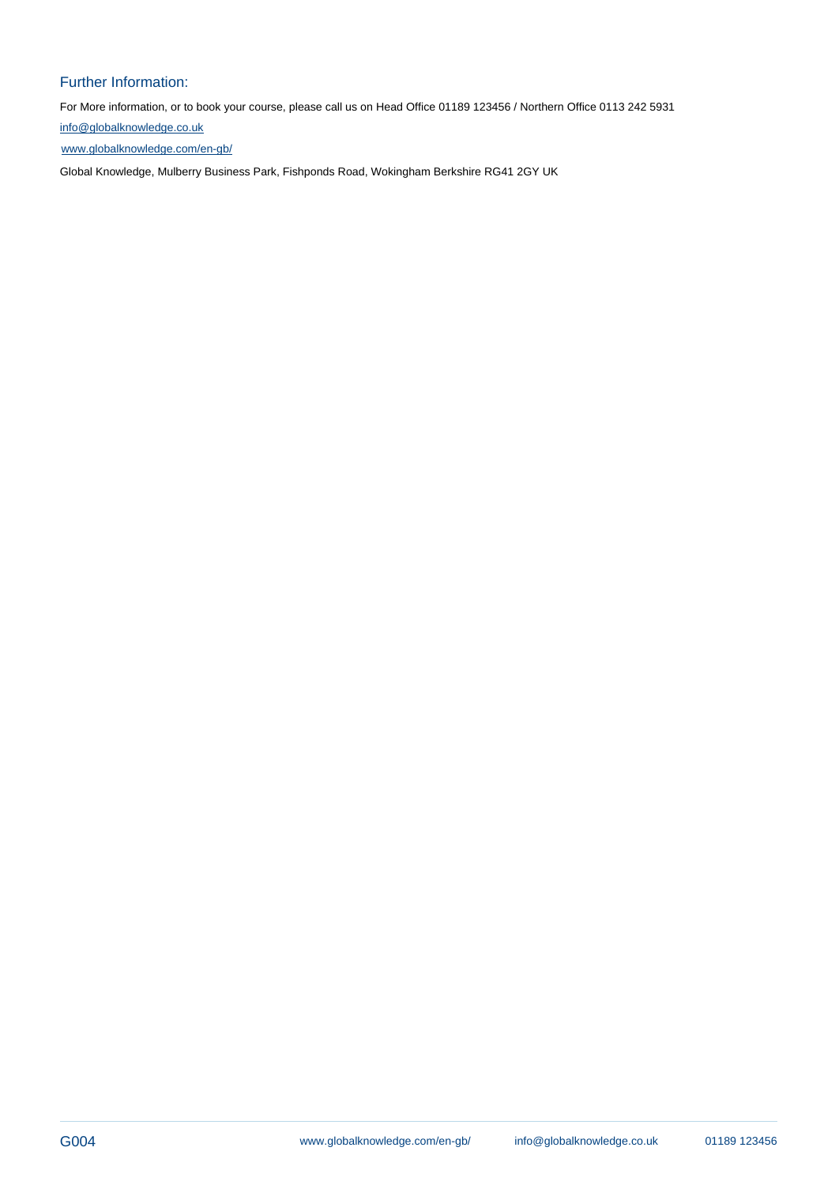## Further Information:

For More information, or to book your course, please call us on Head Office 01189 123456 / Northern Office 0113 242 5931

info@globalknowledge.co.uk

www.globalknowledge.com/en-gb/

Global Knowledge, Mulberry Business Park, Fishponds Road, Wokingham Berkshire RG41 2GY UK